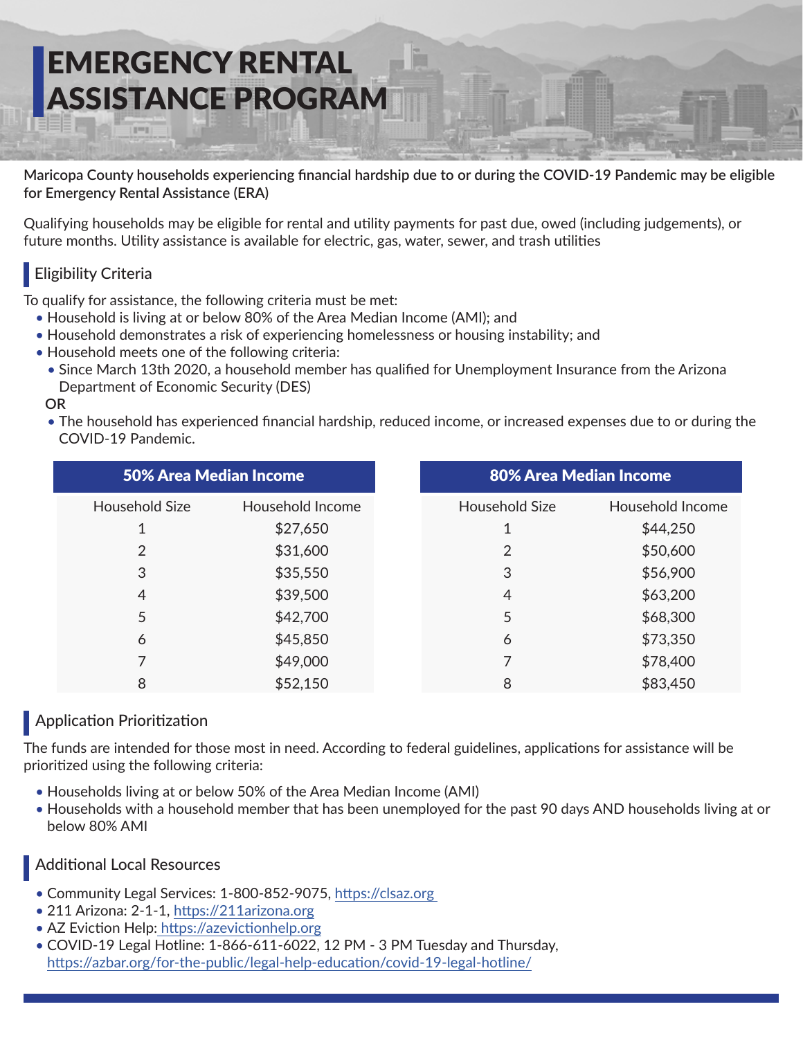# EMERGENCY RENTAL ASSISTANCE PROGRAM

**Maricopa County households experiencing financial hardship due to or during the COVID-19 Pandemic may be eligible for Emergency Rental Assistance (ERA)**

Qualifying households may be eligible for rental and utility payments for past due, owed (including judgements), or future months. Utility assistance is available for electric, gas, water, sewer, and trash utilities

## Eligibility Criteria

To qualify for assistance, the following criteria must be met:

- Household is living at or below 80% of the Area Median Income (AMI); and
- Household demonstrates a risk of experiencing homelessness or housing instability; and
- Household meets one of the following criteria:
  - Since March 13th 2020, a household member has qualified for Unemployment Insurance from the Arizona Department of Economic Security (DES)

  **OR**

  - The household has experienced financial hardship, reduced income, or increased expenses due to or during the COVID-19 Pandemic.

| **50% Area Median Income** | |
|---|---|
| Household Size | Household Income |
| 1 | $27,650 |
| 2 | $31,600 |
| 3 | $35,550 |
| 4 | $39,500 |
| 5 | $42,700 |
| 6 | $45,850 |
| 7 | $49,000 |
| 8 | $52,150 |

| **80% Area Median Income** | |
|---|---|
| Household Size | Household Income |
| 1 | $44,250 |
| 2 | $50,600 |
| 3 | $56,900 |
| 4 | $63,200 |
| 5 | $68,300 |
| 6 | $73,350 |
| 7 | $78,400 |
| 8 | $83,450 |

## Application Prioritization

The funds are intended for those most in need. According to federal guidelines, applications for assistance will be prioritized using the following criteria:

- Households living at or below 50% of the Area Median Income (AMI)
- Households with a household member that has been unemployed for the past 90 days AND households living at or below 80% AMI

## Additional Local Resources

- Community Legal Services: 1-800-852-9075, https://clsaz.org
- 211 Arizona: 2-1-1, https://211arizona.org
- AZ Eviction Help: https://azevictionhelp.org
- COVID-19 Legal Hotline: 1-866-611-6022, 12 PM - 3 PM Tuesday and Thursday, https://azbar.org/for-the-public/legal-help-education/covid-19-legal-hotline/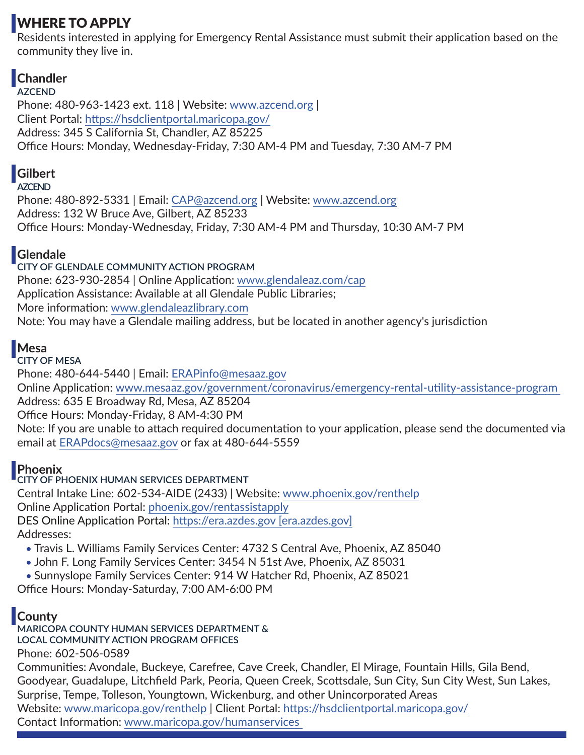## WHERE TO APPLY

Residents interested in applying for Emergency Rental Assistance must submit their application based on the community they live in.

### Chandler

AZCEND

Phone: 480-963-1423 ext. 118 | Website: www.azcend.org |
Client Portal: https://hsdclientportal.maricopa.gov/
Address: 345 S California St, Chandler, AZ 85225
Office Hours: Monday, Wednesday-Friday, 7:30 AM-4 PM and Tuesday, 7:30 AM-7 PM

### Gilbert

AZCEND

Phone: 480-892-5331 | Email: CAP@azcend.org | Website: www.azcend.org
Address: 132 W Bruce Ave, Gilbert, AZ 85233
Office Hours: Monday-Wednesday, Friday, 7:30 AM-4 PM and Thursday, 10:30 AM-7 PM

### Glendale

CITY OF GLENDALE COMMUNITY ACTION PROGRAM

Phone: 623-930-2854 | Online Application: www.glendaleaz.com/cap
Application Assistance: Available at all Glendale Public Libraries;
More information: www.glendaleazlibrary.com
Note: You may have a Glendale mailing address, but be located in another agency's jurisdiction

### Mesa

CITY OF MESA

Phone: 480-644-5440 | Email: ERAPinfo@mesaaz.gov
Online Application: www.mesaaz.gov/government/coronavirus/emergency-rental-utility-assistance-program
Address: 635 E Broadway Rd, Mesa, AZ 85204
Office Hours: Monday-Friday, 8 AM-4:30 PM
Note: If you are unable to attach required documentation to your application, please send the documented via email at ERAPdocs@mesaaz.gov or fax at 480-644-5559

### Phoenix

CITY OF PHOENIX HUMAN SERVICES DEPARTMENT

Central Intake Line: 602-534-AIDE (2433) | Website: www.phoenix.gov/renthelp
Online Application Portal: phoenix.gov/rentassistapply
DES Online Application Portal: https://era.azdes.gov [era.azdes.gov]
Addresses:

- Travis L. Williams Family Services Center: 4732 S Central Ave, Phoenix, AZ 85040
- John F. Long Family Services Center: 3454 N 51st Ave, Phoenix, AZ 85031
- Sunnyslope Family Services Center: 914 W Hatcher Rd, Phoenix, AZ 85021

Office Hours: Monday-Saturday, 7:00 AM-6:00 PM

### County

MARICOPA COUNTY HUMAN SERVICES DEPARTMENT &
LOCAL COMMUNITY ACTION PROGRAM OFFICES

Phone: 602-506-0589
Communities: Avondale, Buckeye, Carefree, Cave Creek, Chandler, El Mirage, Fountain Hills, Gila Bend, Goodyear, Guadalupe, Litchfield Park, Peoria, Queen Creek, Scottsdale, Sun City, Sun City West, Sun Lakes, Surprise, Tempe, Tolleson, Youngtown, Wickenburg, and other Unincorporated Areas
Website: www.maricopa.gov/renthelp | Client Portal: https://hsdclientportal.maricopa.gov/
Contact Information: www.maricopa.gov/humanservices